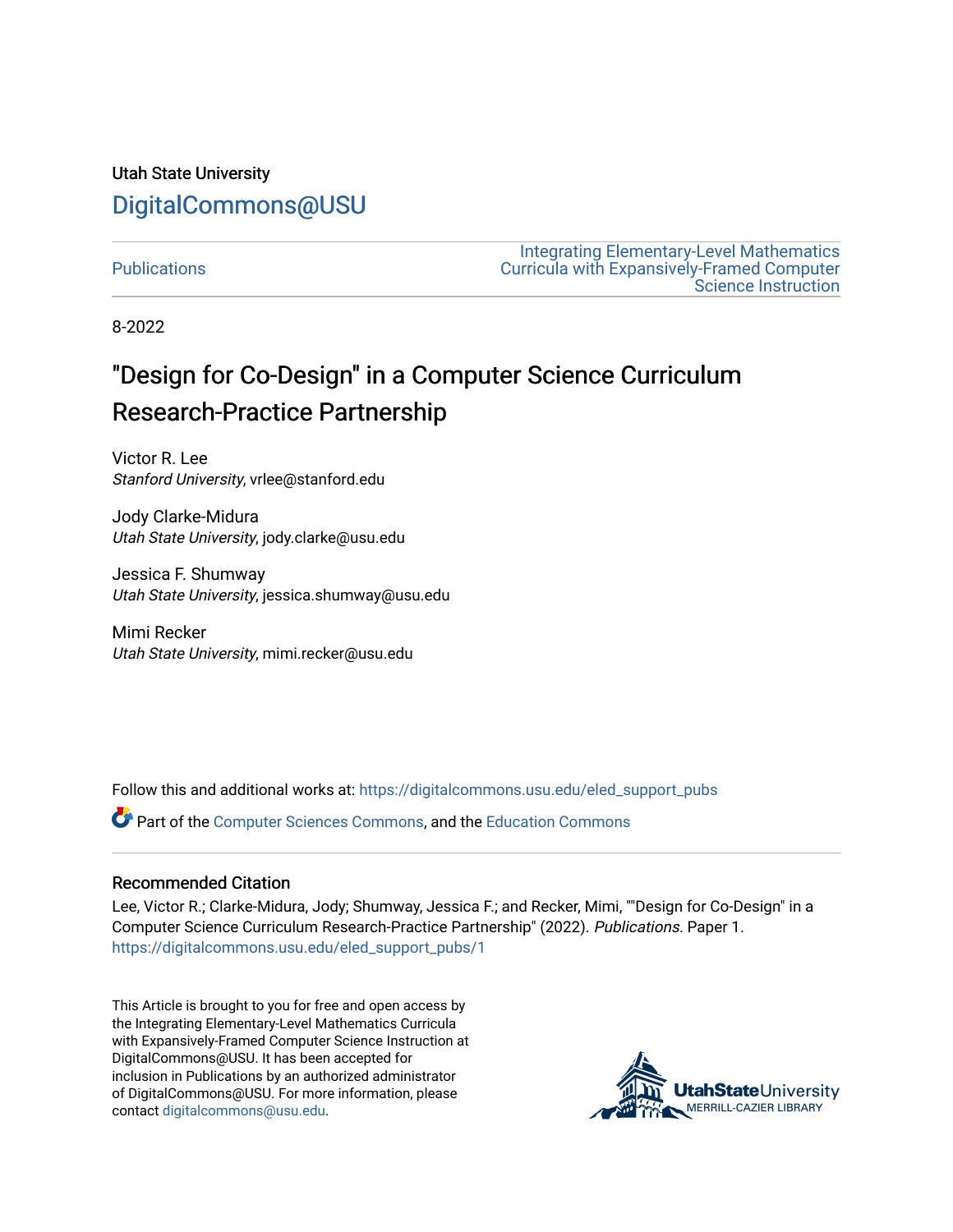Utah State University

DigitalCommons@USU

Publications

Integrating Elementary-Level Mathematics Curricula with Expansively-Framed Computer Science Instruction

8-2022

# "Design for Co-Design" in a Computer Science Curriculum Research-Practice Partnership

Victor R. Lee
*Stanford University*, vrlee@stanford.edu

Jody Clarke-Midura
*Utah State University*, jody.clarke@usu.edu

Jessica F. Shumway
*Utah State University*, jessica.shumway@usu.edu

Mimi Recker
*Utah State University*, mimi.recker@usu.edu

Follow this and additional works at: https://digitalcommons.usu.edu/eled_support_pubs

Part of the Computer Sciences Commons, and the Education Commons

## Recommended Citation

Lee, Victor R.; Clarke-Midura, Jody; Shumway, Jessica F.; and Recker, Mimi, ""Design for Co-Design" in a Computer Science Curriculum Research-Practice Partnership" (2022). *Publications.* Paper 1.
https://digitalcommons.usu.edu/eled_support_pubs/1

This Article is brought to you for free and open access by the Integrating Elementary-Level Mathematics Curricula with Expansively-Framed Computer Science Instruction at DigitalCommons@USU. It has been accepted for inclusion in Publications by an authorized administrator of DigitalCommons@USU. For more information, please contact digitalcommons@usu.edu.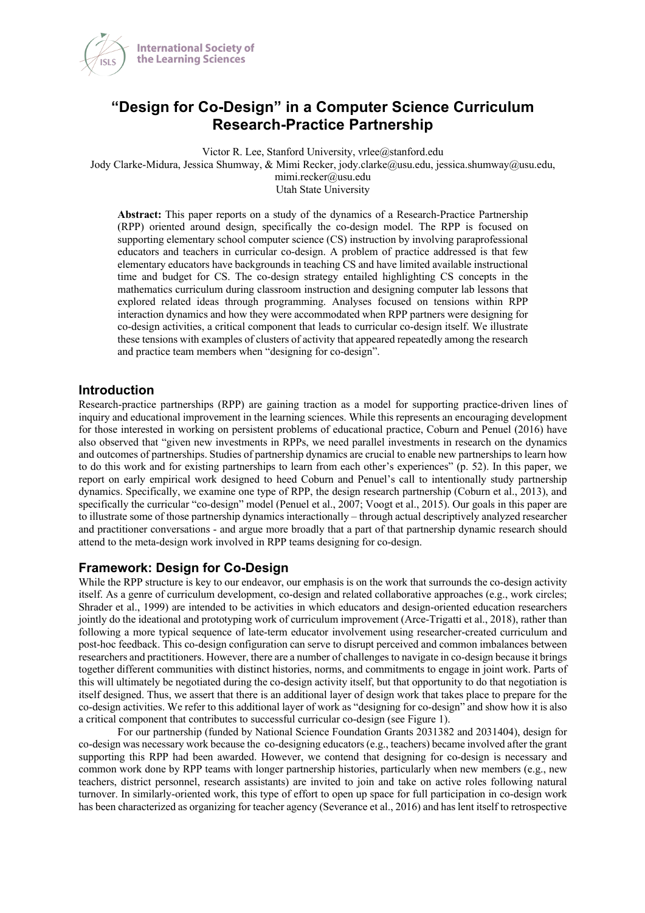# "Design for Co-Design" in a Computer Science Curriculum Research-Practice Partnership

Victor R. Lee, Stanford University, vrlee@stanford.edu
Jody Clarke-Midura, Jessica Shumway, & Mimi Recker, jody.clarke@usu.edu, jessica.shumway@usu.edu, mimi.recker@usu.edu
Utah State University

**Abstract:** This paper reports on a study of the dynamics of a Research-Practice Partnership (RPP) oriented around design, specifically the co-design model. The RPP is focused on supporting elementary school computer science (CS) instruction by involving paraprofessional educators and teachers in curricular co-design. A problem of practice addressed is that few elementary educators have backgrounds in teaching CS and have limited available instructional time and budget for CS. The co-design strategy entailed highlighting CS concepts in the mathematics curriculum during classroom instruction and designing computer lab lessons that explored related ideas through programming. Analyses focused on tensions within RPP interaction dynamics and how they were accommodated when RPP partners were designing for co-design activities, a critical component that leads to curricular co-design itself. We illustrate these tensions with examples of clusters of activity that appeared repeatedly among the research and practice team members when "designing for co-design".

## Introduction

Research-practice partnerships (RPP) are gaining traction as a model for supporting practice-driven lines of inquiry and educational improvement in the learning sciences. While this represents an encouraging development for those interested in working on persistent problems of educational practice, Coburn and Penuel (2016) have also observed that "given new investments in RPPs, we need parallel investments in research on the dynamics and outcomes of partnerships. Studies of partnership dynamics are crucial to enable new partnerships to learn how to do this work and for existing partnerships to learn from each other's experiences" (p. 52). In this paper, we report on early empirical work designed to heed Coburn and Penuel's call to intentionally study partnership dynamics. Specifically, we examine one type of RPP, the design research partnership (Coburn et al., 2013), and specifically the curricular "co-design" model (Penuel et al., 2007; Voogt et al., 2015). Our goals in this paper are to illustrate some of those partnership dynamics interactionally – through actual descriptively analyzed researcher and practitioner conversations - and argue more broadly that a part of that partnership dynamic research should attend to the meta-design work involved in RPP teams designing for co-design.

## Framework: Design for Co-Design

While the RPP structure is key to our endeavor, our emphasis is on the work that surrounds the co-design activity itself. As a genre of curriculum development, co-design and related collaborative approaches (e.g., work circles; Shrader et al., 1999) are intended to be activities in which educators and design-oriented education researchers jointly do the ideational and prototyping work of curriculum improvement (Arce-Trigatti et al., 2018), rather than following a more typical sequence of late-term educator involvement using researcher-created curriculum and post-hoc feedback. This co-design configuration can serve to disrupt perceived and common imbalances between researchers and practitioners. However, there are a number of challenges to navigate in co-design because it brings together different communities with distinct histories, norms, and commitments to engage in joint work. Parts of this will ultimately be negotiated during the co-design activity itself, but that opportunity to do that negotiation is itself designed. Thus, we assert that there is an additional layer of design work that takes place to prepare for the co-design activities. We refer to this additional layer of work as "designing for co-design" and show how it is also a critical component that contributes to successful curricular co-design (see Figure 1).

For our partnership (funded by National Science Foundation Grants 2031382 and 2031404), design for co-design was necessary work because the co-designing educators (e.g., teachers) became involved after the grant supporting this RPP had been awarded. However, we contend that designing for co-design is necessary and common work done by RPP teams with longer partnership histories, particularly when new members (e.g., new teachers, district personnel, research assistants) are invited to join and take on active roles following natural turnover. In similarly-oriented work, this type of effort to open up space for full participation in co-design work has been characterized as organizing for teacher agency (Severance et al., 2016) and has lent itself to retrospective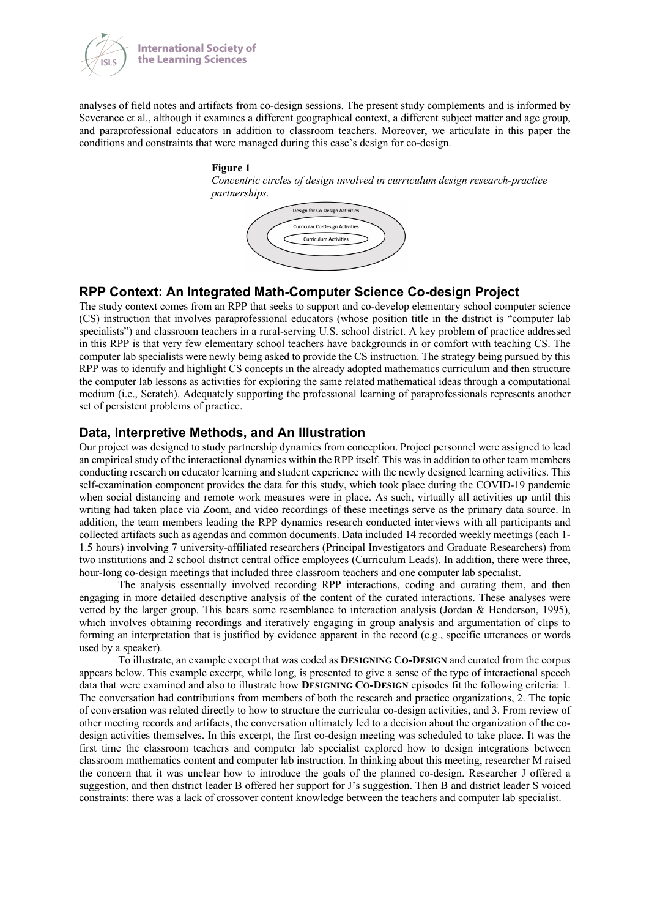analyses of field notes and artifacts from co-design sessions. The present study complements and is informed by Severance et al., although it examines a different geographical context, a different subject matter and age group, and paraprofessional educators in addition to classroom teachers. Moreover, we articulate in this paper the conditions and constraints that were managed during this case's design for co-design.

**Figure 1**

*Concentric circles of design involved in curriculum design research-practice partnerships.*

Design for Co-Design Activities

Curricular Co-Design Activities

Curriculum Activities

## RPP Context: An Integrated Math-Computer Science Co-design Project

The study context comes from an RPP that seeks to support and co-develop elementary school computer science (CS) instruction that involves paraprofessional educators (whose position title in the district is "computer lab specialists") and classroom teachers in a rural-serving U.S. school district. A key problem of practice addressed in this RPP is that very few elementary school teachers have backgrounds in or comfort with teaching CS. The computer lab specialists were newly being asked to provide the CS instruction. The strategy being pursued by this RPP was to identify and highlight CS concepts in the already adopted mathematics curriculum and then structure the computer lab lessons as activities for exploring the same related mathematical ideas through a computational medium (i.e., Scratch). Adequately supporting the professional learning of paraprofessionals represents another set of persistent problems of practice.

## Data, Interpretive Methods, and An Illustration

Our project was designed to study partnership dynamics from conception. Project personnel were assigned to lead an empirical study of the interactional dynamics within the RPP itself. This was in addition to other team members conducting research on educator learning and student experience with the newly designed learning activities. This self-examination component provides the data for this study, which took place during the COVID-19 pandemic when social distancing and remote work measures were in place. As such, virtually all activities up until this writing had taken place via Zoom, and video recordings of these meetings serve as the primary data source. In addition, the team members leading the RPP dynamics research conducted interviews with all participants and collected artifacts such as agendas and common documents. Data included 14 recorded weekly meetings (each 1-1.5 hours) involving 7 university-affiliated researchers (Principal Investigators and Graduate Researchers) from two institutions and 2 school district central office employees (Curriculum Leads). In addition, there were three, hour-long co-design meetings that included three classroom teachers and one computer lab specialist.

The analysis essentially involved recording RPP interactions, coding and curating them, and then engaging in more detailed descriptive analysis of the content of the curated interactions. These analyses were vetted by the larger group. This bears some resemblance to interaction analysis (Jordan & Henderson, 1995), which involves obtaining recordings and iteratively engaging in group analysis and argumentation of clips to forming an interpretation that is justified by evidence apparent in the record (e.g., specific utterances or words used by a speaker).

To illustrate, an example excerpt that was coded as **DESIGNING CO-DESIGN** and curated from the corpus appears below. This example excerpt, while long, is presented to give a sense of the type of interactional speech data that were examined and also to illustrate how **DESIGNING CO-DESIGN** episodes fit the following criteria: 1. The conversation had contributions from members of both the research and practice organizations, 2. The topic of conversation was related directly to how to structure the curricular co-design activities, and 3. From review of other meeting records and artifacts, the conversation ultimately led to a decision about the organization of the co-design activities themselves. In this excerpt, the first co-design meeting was scheduled to take place. It was the first time the classroom teachers and computer lab specialist explored how to design integrations between classroom mathematics content and computer lab instruction. In thinking about this meeting, researcher M raised the concern that it was unclear how to introduce the goals of the planned co-design. Researcher J offered a suggestion, and then district leader B offered her support for J's suggestion. Then B and district leader S voiced constraints: there was a lack of crossover content knowledge between the teachers and computer lab specialist.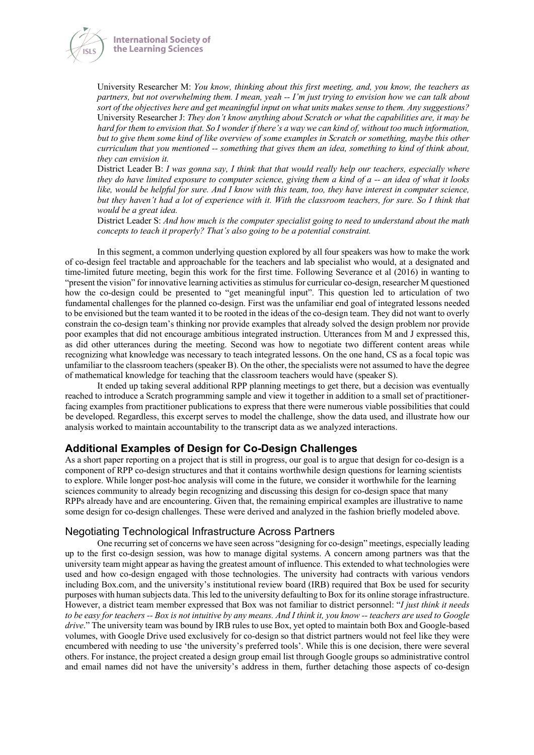University Researcher M: *You know, thinking about this first meeting, and, you know, the teachers as partners, but not overwhelming them. I mean, yeah -- I'm just trying to envision how we can talk about sort of the objectives here and get meaningful input on what units makes sense to them. Any suggestions?*

University Researcher J: *They don't know anything about Scratch or what the capabilities are, it may be hard for them to envision that. So I wonder if there's a way we can kind of, without too much information, but to give them some kind of like overview of some examples in Scratch or something, maybe this other curriculum that you mentioned -- something that gives them an idea, something to kind of think about, they can envision it.*

District Leader B: *I was gonna say, I think that that would really help our teachers, especially where they do have limited exposure to computer science, giving them a kind of a -- an idea of what it looks like, would be helpful for sure. And I know with this team, too, they have interest in computer science, but they haven't had a lot of experience with it. With the classroom teachers, for sure. So I think that would be a great idea.*

District Leader S: *And how much is the computer specialist going to need to understand about the math concepts to teach it properly? That's also going to be a potential constraint.*

In this segment, a common underlying question explored by all four speakers was how to make the work of co-design feel tractable and approachable for the teachers and lab specialist who would, at a designated and time-limited future meeting, begin this work for the first time. Following Severance et al (2016) in wanting to "present the vision" for innovative learning activities as stimulus for curricular co-design, researcher M questioned how the co-design could be presented to "get meaningful input". This question led to articulation of two fundamental challenges for the planned co-design. First was the unfamiliar end goal of integrated lessons needed to be envisioned but the team wanted it to be rooted in the ideas of the co-design team. They did not want to overly constrain the co-design team's thinking nor provide examples that already solved the design problem nor provide poor examples that did not encourage ambitious integrated instruction. Utterances from M and J expressed this, as did other utterances during the meeting. Second was how to negotiate two different content areas while recognizing what knowledge was necessary to teach integrated lessons. On the one hand, CS as a focal topic was unfamiliar to the classroom teachers (speaker B). On the other, the specialists were not assumed to have the degree of mathematical knowledge for teaching that the classroom teachers would have (speaker S).

It ended up taking several additional RPP planning meetings to get there, but a decision was eventually reached to introduce a Scratch programming sample and view it together in addition to a small set of practitioner-facing examples from practitioner publications to express that there were numerous viable possibilities that could be developed. Regardless, this excerpt serves to model the challenge, show the data used, and illustrate how our analysis worked to maintain accountability to the transcript data as we analyzed interactions.

## Additional Examples of Design for Co-Design Challenges

As a short paper reporting on a project that is still in progress, our goal is to argue that design for co-design is a component of RPP co-design structures and that it contains worthwhile design questions for learning scientists to explore. While longer post-hoc analysis will come in the future, we consider it worthwhile for the learning sciences community to already begin recognizing and discussing this design for co-design space that many RPPs already have and are encountering. Given that, the remaining empirical examples are illustrative to name some design for co-design challenges. These were derived and analyzed in the fashion briefly modeled above.

### Negotiating Technological Infrastructure Across Partners

One recurring set of concerns we have seen across "designing for co-design" meetings, especially leading up to the first co-design session, was how to manage digital systems. A concern among partners was that the university team might appear as having the greatest amount of influence. This extended to what technologies were used and how co-design engaged with those technologies. The university had contracts with various vendors including Box.com, and the university's institutional review board (IRB) required that Box be used for security purposes with human subjects data. This led to the university defaulting to Box for its online storage infrastructure. However, a district team member expressed that Box was not familiar to district personnel: "*I just think it needs to be easy for teachers -- Box is not intuitive by any means. And I think it, you know -- teachers are used to Google drive*." The university team was bound by IRB rules to use Box, yet opted to maintain both Box and Google-based volumes, with Google Drive used exclusively for co-design so that district partners would not feel like they were encumbered with needing to use 'the university's preferred tools'. While this is one decision, there were several others. For instance, the project created a design group email list through Google groups so administrative control and email names did not have the university's address in them, further detaching those aspects of co-design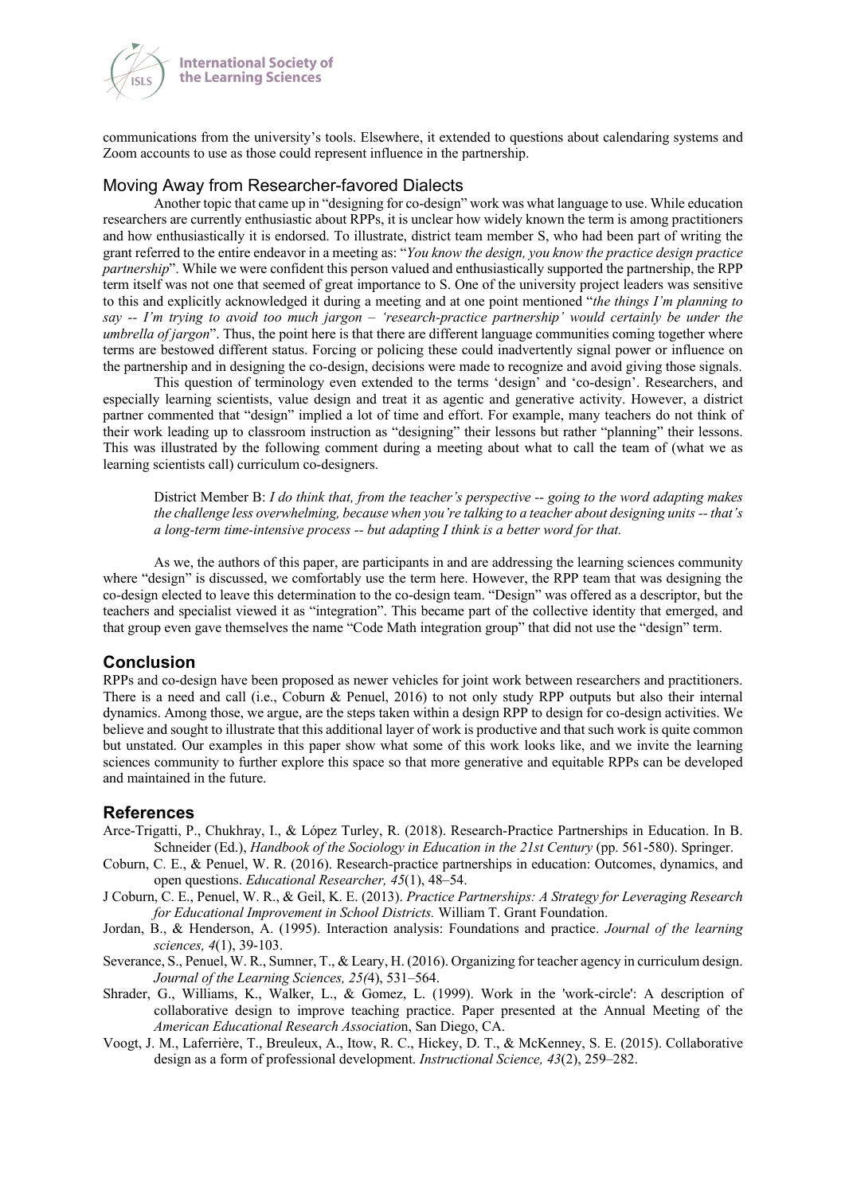communications from the university's tools. Elsewhere, it extended to questions about calendaring systems and Zoom accounts to use as those could represent influence in the partnership.

### Moving Away from Researcher-favored Dialects

Another topic that came up in "designing for co-design" work was what language to use. While education researchers are currently enthusiastic about RPPs, it is unclear how widely known the term is among practitioners and how enthusiastically it is endorsed. To illustrate, district team member S, who had been part of writing the grant referred to the entire endeavor in a meeting as: "*You know the design, you know the practice design practice partnership*". While we were confident this person valued and enthusiastically supported the partnership, the RPP term itself was not one that seemed of great importance to S. One of the university project leaders was sensitive to this and explicitly acknowledged it during a meeting and at one point mentioned "*the things I'm planning to say -- I'm trying to avoid too much jargon – 'research-practice partnership' would certainly be under the umbrella of jargon*". Thus, the point here is that there are different language communities coming together where terms are bestowed different status. Forcing or policing these could inadvertently signal power or influence on the partnership and in designing the co-design, decisions were made to recognize and avoid giving those signals.

This question of terminology even extended to the terms 'design' and 'co-design'. Researchers, and especially learning scientists, value design and treat it as agentic and generative activity. However, a district partner commented that "design" implied a lot of time and effort. For example, many teachers do not think of their work leading up to classroom instruction as "designing" their lessons but rather "planning" their lessons. This was illustrated by the following comment during a meeting about what to call the team of (what we as learning scientists call) curriculum co-designers.

> District Member B: *I do think that, from the teacher's perspective -- going to the word adapting makes the challenge less overwhelming, because when you're talking to a teacher about designing units -- that's a long-term time-intensive process -- but adapting I think is a better word for that.*

As we, the authors of this paper, are participants in and are addressing the learning sciences community where "design" is discussed, we comfortably use the term here. However, the RPP team that was designing the co-design elected to leave this determination to the co-design team. "Design" was offered as a descriptor, but the teachers and specialist viewed it as "integration". This became part of the collective identity that emerged, and that group even gave themselves the name "Code Math integration group" that did not use the "design" term.

## Conclusion

RPPs and co-design have been proposed as newer vehicles for joint work between researchers and practitioners. There is a need and call (i.e., Coburn & Penuel, 2016) to not only study RPP outputs but also their internal dynamics. Among those, we argue, are the steps taken within a design RPP to design for co-design activities. We believe and sought to illustrate that this additional layer of work is productive and that such work is quite common but unstated. Our examples in this paper show what some of this work looks like, and we invite the learning sciences community to further explore this space so that more generative and equitable RPPs can be developed and maintained in the future.

## References

Arce-Trigatti, P., Chukhray, I., & López Turley, R. (2018). Research-Practice Partnerships in Education. In B. Schneider (Ed.), *Handbook of the Sociology in Education in the 21st Century* (pp. 561-580). Springer.

Coburn, C. E., & Penuel, W. R. (2016). Research-practice partnerships in education: Outcomes, dynamics, and open questions. *Educational Researcher, 45*(1), 48–54.

J Coburn, C. E., Penuel, W. R., & Geil, K. E. (2013). *Practice Partnerships: A Strategy for Leveraging Research for Educational Improvement in School Districts.* William T. Grant Foundation.

Jordan, B., & Henderson, A. (1995). Interaction analysis: Foundations and practice. *Journal of the learning sciences, 4*(1), 39-103.

Severance, S., Penuel, W. R., Sumner, T., & Leary, H. (2016). Organizing for teacher agency in curriculum design. *Journal of the Learning Sciences, 25(*4), 531–564.

Shrader, G., Williams, K., Walker, L., & Gomez, L. (1999). Work in the 'work-circle': A description of collaborative design to improve teaching practice. Paper presented at the Annual Meeting of the *American Educational Research Associatio*n, San Diego, CA.

Voogt, J. M., Laferrière, T., Breuleux, A., Itow, R. C., Hickey, D. T., & McKenney, S. E. (2015). Collaborative design as a form of professional development. *Instructional Science, 43*(2), 259–282.